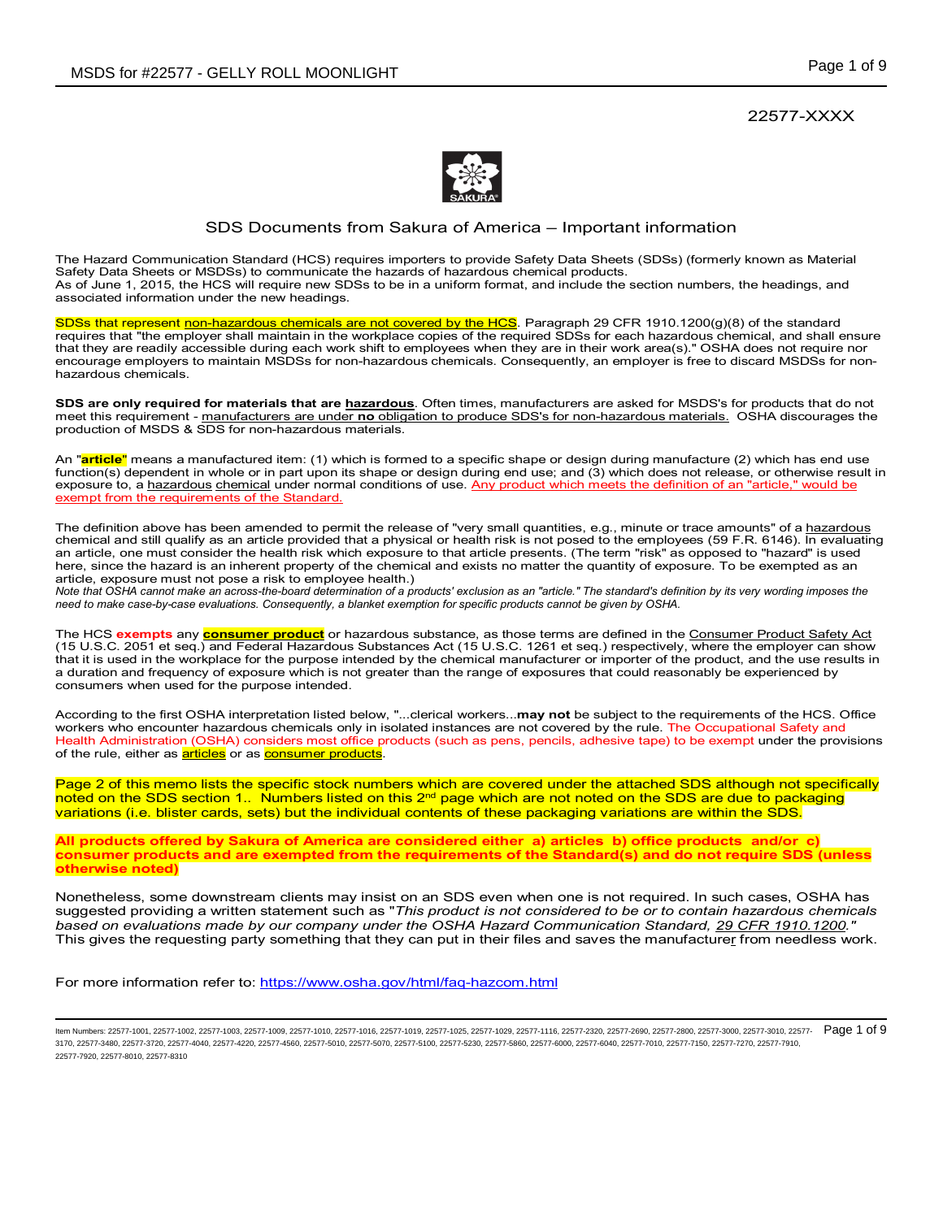22577-XXXX

## SDS Documents from Sakura of America – Important information

The Hazard Communication Standard (HCS) requires importers to provide Safety Data Sheets (SDSs) (formerly known as Material Safety Data Sheets or MSDSs) to communicate the hazards of hazardous chemical products.
As of June 1, 2015, the HCS will require new SDSs to be in a uniform format, and include the section numbers, the headings, and associated information under the new headings.

SDSs that represent non-hazardous chemicals are not covered by the HCS. Paragraph 29 CFR 1910.1200(g)(8) of the standard requires that "the employer shall maintain in the workplace copies of the required SDSs for each hazardous chemical, and shall ensure that they are readily accessible during each work shift to employees when they are in their work area(s)." OSHA does not require nor encourage employers to maintain MSDSs for non-hazardous chemicals. Consequently, an employer is free to discard MSDSs for non-hazardous chemicals.

**SDS are only required for materials that are hazardous**. Often times, manufacturers are asked for MSDS's for products that do not meet this requirement - manufacturers are under **no** obligation to produce SDS's for non-hazardous materials. OSHA discourages the production of MSDS & SDS for non-hazardous materials.

An "**article**" means a manufactured item: (1) which is formed to a specific shape or design during manufacture (2) which has end use function(s) dependent in whole or in part upon its shape or design during end use; and (3) which does not release, or otherwise result in exposure to, a hazardous chemical under normal conditions of use. Any product which meets the definition of an "article," would be exempt from the requirements of the Standard.

The definition above has been amended to permit the release of "very small quantities, e.g., minute or trace amounts" of a hazardous chemical and still qualify as an article provided that a physical or health risk is not posed to the employees (59 F.R. 6146). In evaluating an article, one must consider the health risk which exposure to that article presents. (The term "risk" as opposed to "hazard" is used here, since the hazard is an inherent property of the chemical and exists no matter the quantity of exposure. To be exempted as an article, exposure must not pose a risk to employee health.)
*Note that OSHA cannot make an across-the-board determination of a products' exclusion as an "article." The standard's definition by its very wording imposes the need to make case-by-case evaluations. Consequently, a blanket exemption for specific products cannot be given by OSHA.*

The HCS **exempts** any **consumer product** or hazardous substance, as those terms are defined in the Consumer Product Safety Act (15 U.S.C. 2051 et seq.) and Federal Hazardous Substances Act (15 U.S.C. 1261 et seq.) respectively, where the employer can show that it is used in the workplace for the purpose intended by the chemical manufacturer or importer of the product, and the use results in a duration and frequency of exposure which is not greater than the range of exposures that could reasonably be experienced by consumers when used for the purpose intended.

According to the first OSHA interpretation listed below, "...clerical workers...**may not** be subject to the requirements of the HCS. Office workers who encounter hazardous chemicals only in isolated instances are not covered by the rule. The Occupational Safety and Health Administration (OSHA) considers most office products (such as pens, pencils, adhesive tape) to be exempt under the provisions of the rule, either as articles or as consumer products.

Page 2 of this memo lists the specific stock numbers which are covered under the attached SDS although not specifically noted on the SDS section 1.. Numbers listed on this 2nd page which are not noted on the SDS are due to packaging variations (i.e. blister cards, sets) but the individual contents of these packaging variations are within the SDS.

**All products offered by Sakura of America are considered either a) articles b) office products and/or c) consumer products and are exempted from the requirements of the Standard(s) and do not require SDS (unless otherwise noted)**

Nonetheless, some downstream clients may insist on an SDS even when one is not required. In such cases, OSHA has suggested providing a written statement such as "*This product is not considered to be or to contain hazardous chemicals based on evaluations made by our company under the OSHA Hazard Communication Standard, 29 CFR 1910.1200.*" This gives the requesting party something that they can put in their files and saves the manufacturer from needless work.

For more information refer to: https://www.osha.gov/html/faq-hazcom.html

Item Numbers: 22577-1001, 22577-1002, 22577-1003, 22577-1009, 22577-1010, 22577-1016, 22577-1019, 22577-1025, 22577-1029, 22577-1116, 22577-2320, 22577-2690, 22577-2800, 22577-3000, 22577-3010, 22577-3170, 22577-3480, 22577-3720, 22577-4040, 22577-4220, 22577-4560, 22577-5010, 22577-5070, 22577-5100, 22577-5230, 22577-5860, 22577-6000, 22577-6040, 22577-7010, 22577-7150, 22577-7270, 22577-7910, 22577-7920, 22577-8010, 22577-8310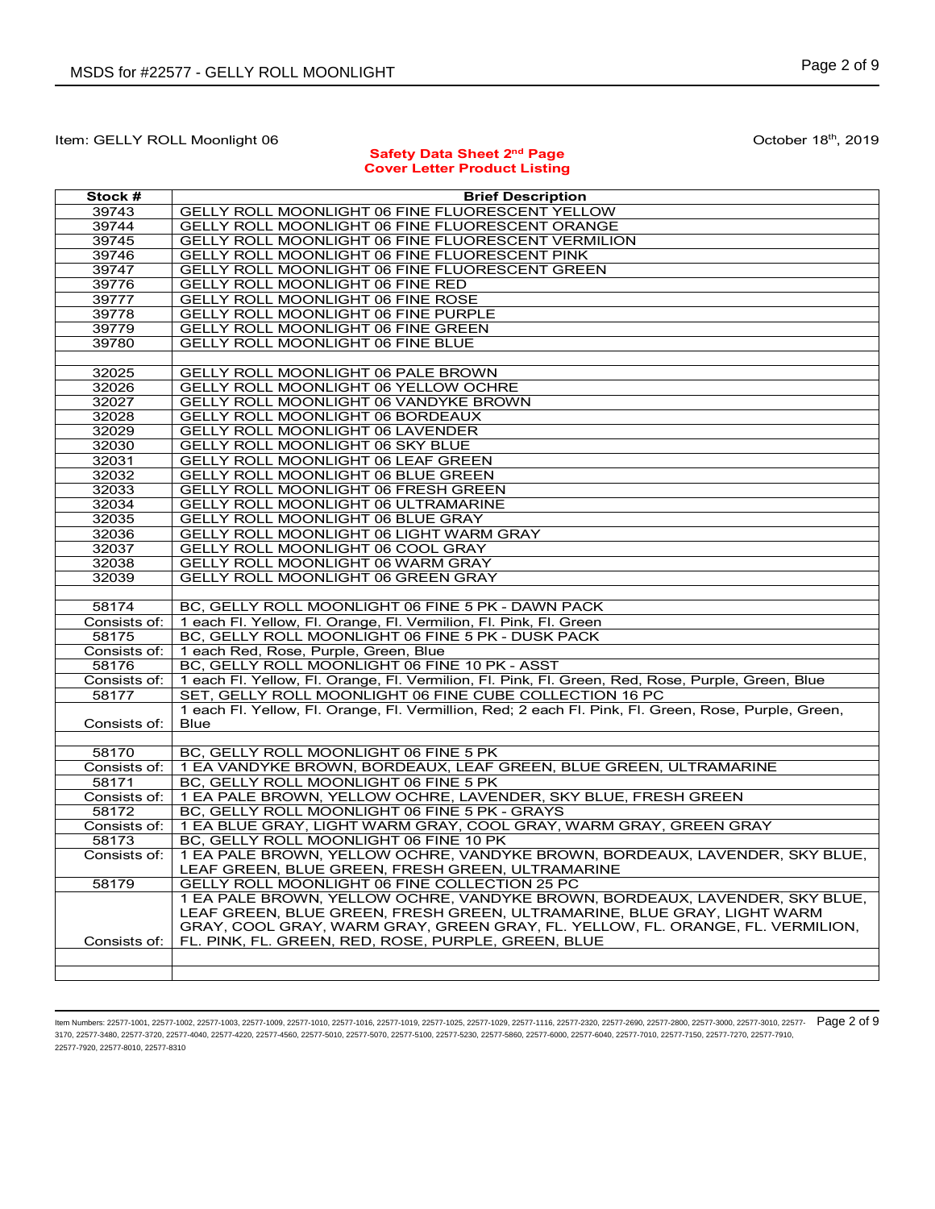Item: GELLY ROLL Moonlight 06

October 18th, 2019

**Safety Data Sheet 2nd Page**
**Cover Letter Product Listing**

| Stock # | Brief Description |
|---|---|
| 39743 | GELLY ROLL MOONLIGHT 06 FINE FLUORESCENT YELLOW |
| 39744 | GELLY ROLL MOONLIGHT 06 FINE FLUORESCENT ORANGE |
| 39745 | GELLY ROLL MOONLIGHT 06 FINE FLUORESCENT VERMILION |
| 39746 | GELLY ROLL MOONLIGHT 06 FINE FLUORESCENT PINK |
| 39747 | GELLY ROLL MOONLIGHT 06 FINE FLUORESCENT GREEN |
| 39776 | GELLY ROLL MOONLIGHT 06 FINE RED |
| 39777 | GELLY ROLL MOONLIGHT 06 FINE ROSE |
| 39778 | GELLY ROLL MOONLIGHT 06 FINE PURPLE |
| 39779 | GELLY ROLL MOONLIGHT 06 FINE GREEN |
| 39780 | GELLY ROLL MOONLIGHT 06 FINE BLUE |
| | |
| 32025 | GELLY ROLL MOONLIGHT 06 PALE BROWN |
| 32026 | GELLY ROLL MOONLIGHT 06 YELLOW OCHRE |
| 32027 | GELLY ROLL MOONLIGHT 06 VANDYKE BROWN |
| 32028 | GELLY ROLL MOONLIGHT 06 BORDEAUX |
| 32029 | GELLY ROLL MOONLIGHT 06 LAVENDER |
| 32030 | GELLY ROLL MOONLIGHT 06 SKY BLUE |
| 32031 | GELLY ROLL MOONLIGHT 06 LEAF GREEN |
| 32032 | GELLY ROLL MOONLIGHT 06 BLUE GREEN |
| 32033 | GELLY ROLL MOONLIGHT 06 FRESH GREEN |
| 32034 | GELLY ROLL MOONLIGHT 06 ULTRAMARINE |
| 32035 | GELLY ROLL MOONLIGHT 06 BLUE GRAY |
| 32036 | GELLY ROLL MOONLIGHT 06 LIGHT WARM GRAY |
| 32037 | GELLY ROLL MOONLIGHT 06 COOL GRAY |
| 32038 | GELLY ROLL MOONLIGHT 06 WARM GRAY |
| 32039 | GELLY ROLL MOONLIGHT 06 GREEN GRAY |
| | |
| 58174 | BC, GELLY ROLL MOONLIGHT 06 FINE 5 PK - DAWN PACK |
| Consists of: | 1 each Fl. Yellow, Fl. Orange, Fl. Vermilion, Fl. Pink, Fl. Green |
| 58175 | BC, GELLY ROLL MOONLIGHT 06 FINE 5 PK - DUSK PACK |
| Consists of: | 1 each Red, Rose, Purple, Green, Blue |
| 58176 | BC, GELLY ROLL MOONLIGHT 06 FINE 10 PK - ASST |
| Consists of: | 1 each Fl. Yellow, Fl. Orange, Fl. Vermilion, Fl. Pink, Fl. Green, Red, Rose, Purple, Green, Blue |
| 58177 | SET, GELLY ROLL MOONLIGHT 06 FINE CUBE COLLECTION 16 PC |
| Consists of: | 1 each Fl. Yellow, Fl. Orange, Fl. Vermillion, Red; 2 each Fl. Pink, Fl. Green, Rose, Purple, Green, Blue |
| | |
| 58170 | BC, GELLY ROLL MOONLIGHT 06 FINE 5 PK |
| Consists of: | 1 EA VANDYKE BROWN, BORDEAUX, LEAF GREEN, BLUE GREEN, ULTRAMARINE |
| 58171 | BC, GELLY ROLL MOONLIGHT 06 FINE 5 PK |
| Consists of: | 1 EA PALE BROWN, YELLOW OCHRE, LAVENDER, SKY BLUE, FRESH GREEN |
| 58172 | BC, GELLY ROLL MOONLIGHT 06 FINE 5 PK - GRAYS |
| Consists of: | 1 EA BLUE GRAY, LIGHT WARM GRAY, COOL GRAY, WARM GRAY, GREEN GRAY |
| 58173 | BC, GELLY ROLL MOONLIGHT 06 FINE 10 PK |
| Consists of: | 1 EA PALE BROWN, YELLOW OCHRE, VANDYKE BROWN, BORDEAUX, LAVENDER, SKY BLUE, LEAF GREEN, BLUE GREEN, FRESH GREEN, ULTRAMARINE |
| 58179 | GELLY ROLL MOONLIGHT 06 FINE COLLECTION 25 PC |
| Consists of: | 1 EA PALE BROWN, YELLOW OCHRE, VANDYKE BROWN, BORDEAUX, LAVENDER, SKY BLUE, LEAF GREEN, BLUE GREEN, FRESH GREEN, ULTRAMARINE, BLUE GRAY, LIGHT WARM GRAY, COOL GRAY, WARM GRAY, GREEN GRAY, FL. YELLOW, FL. ORANGE, FL. VERMILION, FL. PINK, FL. GREEN, RED, ROSE, PURPLE, GREEN, BLUE |
| | |
| | |

Item Numbers: 22577-1001, 22577-1002, 22577-1003, 22577-1009, 22577-1010, 22577-1016, 22577-1019, 22577-1025, 22577-1029, 22577-1116, 22577-2320, 22577-2690, 22577-2800, 22577-3000, 22577-3010, 22577-3170, 22577-3480, 22577-3720, 22577-4040, 22577-4220, 22577-4560, 22577-5010, 22577-5070, 22577-5100, 22577-5230, 22577-5860, 22577-6000, 22577-6040, 22577-7010, 22577-7150, 22577-7270, 22577-7910, 22577-7920, 22577-8010, 22577-8310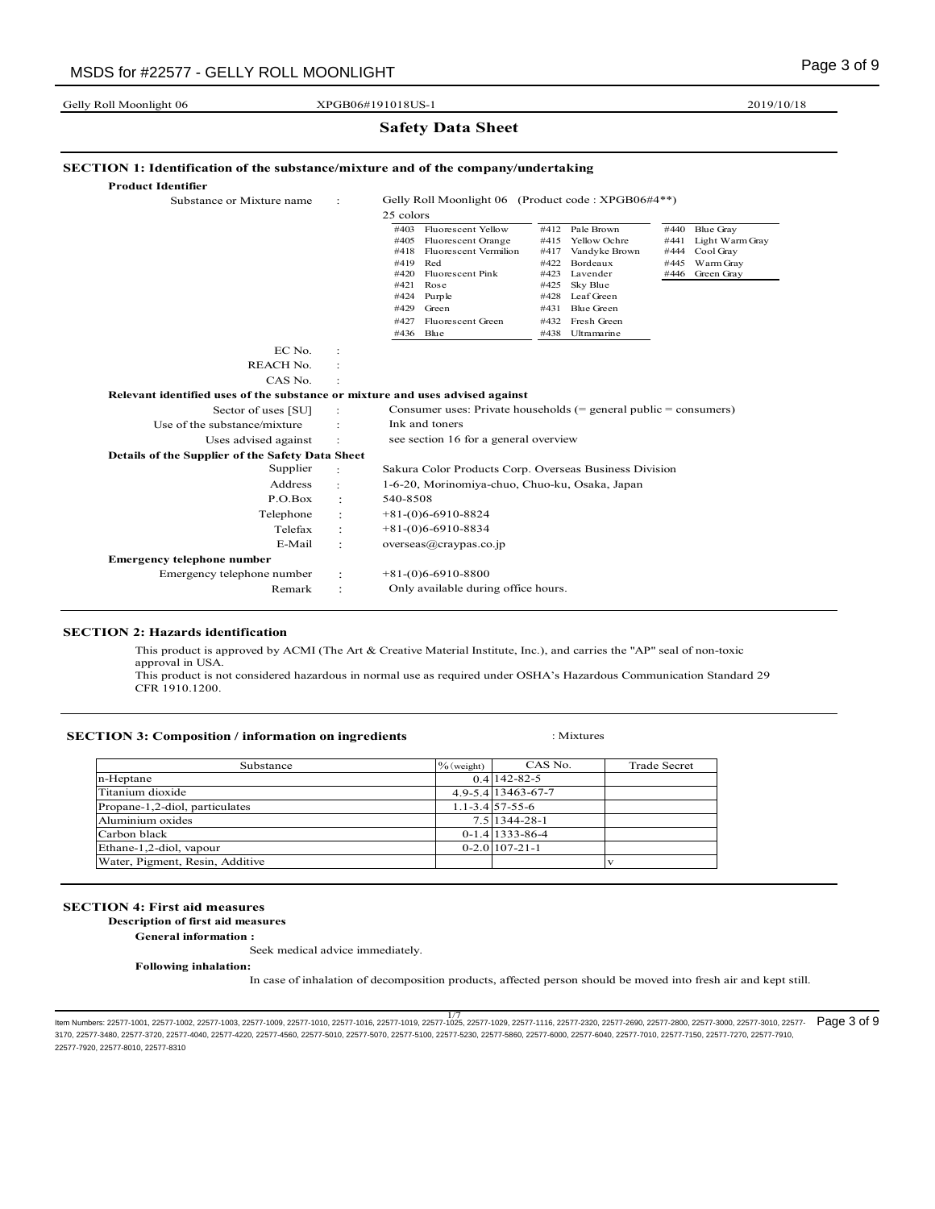Gelly Roll Moonlight 06 XPGB06#191018US-1 2019/10/18

# Safety Data Sheet

## SECTION 1: Identification of the substance/mixture and of the company/undertaking

**Product Identifier**

Substance or Mixture name : Gelly Roll Moonlight 06 (Product code : XPGB06#4**)

25 colors

| | | |
|---|---|---|
| #403 Fluorescent Yellow | #412 Pale Brown | #440 Blue Gray |
| #405 Fluorescent Orange | #415 Yellow Ochre | #441 Light Warm Gray |
| #418 Fluorescent Vermilion | #417 Vandyke Brown | #444 Cool Gray |
| #419 Red | #422 Bordeaux | #445 Warm Gray |
| #420 Fluorescent Pink | #423 Lavender | #446 Green Gray |
| #421 Rose | #425 Sky Blue | |
| #424 Purple | #428 Leaf Green | |
| #429 Green | #431 Blue Green | |
| #427 Fluorescent Green | #432 Fresh Green | |
| #436 Blue | #438 Ultramarine | |

EC No. :

REACH No. :

CAS No. :

**Relevant identified uses of the substance or mixture and uses advised against**

Sector of uses [SU] : Consumer uses: Private households (= general public = consumers)

Use of the substance/mixture : Ink and toners

Uses advised against : see section 16 for a general overview

**Details of the Supplier of the Safety Data Sheet**

Supplier : Sakura Color Products Corp. Overseas Business Division

Address : 1-6-20, Morinomiya-chuo, Chuo-ku, Osaka, Japan

P.O.Box : 540-8508

Telephone : +81-(0)6-6910-8824

Telefax : +81-(0)6-6910-8834

E-Mail : overseas@craypas.co.jp

**Emergency telephone number**

Emergency telephone number : +81-(0)6-6910-8800

Remark : Only available during office hours.

## SECTION 2: Hazards identification

This product is approved by ACMI (The Art & Creative Material Institute, Inc.), and carries the "AP" seal of non-toxic approval in USA.
This product is not considered hazardous in normal use as required under OSHA's Hazardous Communication Standard 29 CFR 1910.1200.

## SECTION 3: Composition / information on ingredients : Mixtures

| Substance | % (weight) | CAS No. | Trade Secret |
|---|---|---|---|
| n-Heptane | 0.4 | 142-82-5 | |
| Titanium dioxide | 4.9-5.4 | 13463-67-7 | |
| Propane-1,2-diol, particulates | 1.1-3.4 | 57-55-6 | |
| Aluminium oxides | 7.5 | 1344-28-1 | |
| Carbon black | 0-1.4 | 1333-86-4 | |
| Ethane-1,2-diol, vapour | 0-2.0 | 107-21-1 | |
| Water, Pigment, Resin, Additive | | | v |

## SECTION 4: First aid measures

**Description of first aid measures**

**General information :**

Seek medical advice immediately.

**Following inhalation:**

In case of inhalation of decomposition products, affected person should be moved into fresh air and kept still.

Item Numbers: 22577-1001, 22577-1002, 22577-1003, 22577-1009, 22577-1010, 22577-1016, 22577-1019, 22577-1025, 22577-1029, 22577-1116, 22577-2320, 22577-2690, 22577-2800, 22577-3000, 22577-3010, 22577-3170, 22577-3480, 22577-3720, 22577-4040, 22577-4220, 22577-4560, 22577-5010, 22577-5070, 22577-5100, 22577-5230, 22577-5860, 22577-6000, 22577-6040, 22577-7010, 22577-7150, 22577-7270, 22577-7910, 22577-7920, 22577-8010, 22577-8310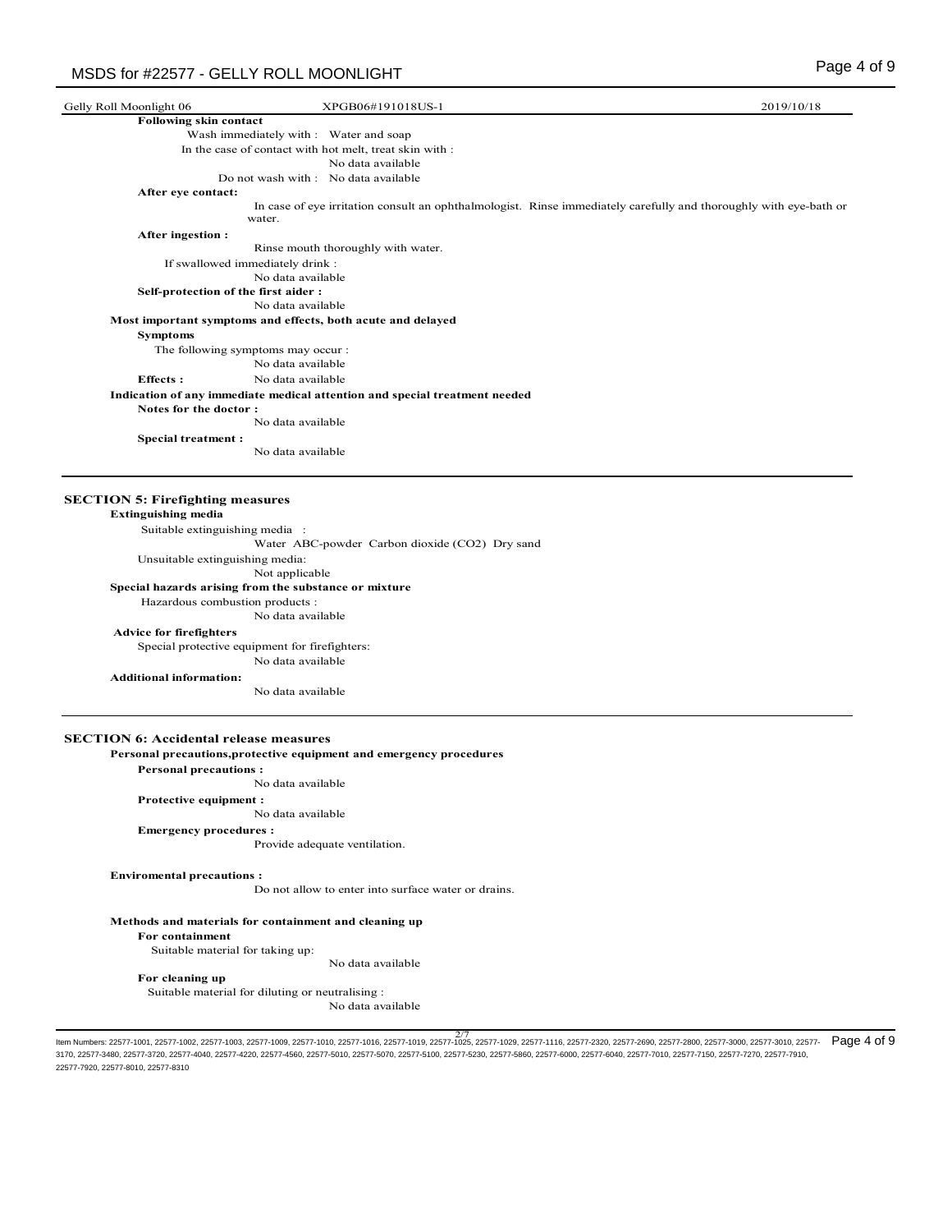Gelly Roll Moonlight 06 XPGB06#191018US-1 2019/10/18

**Following skin contact**

Wash immediately with : Water and soap

In the case of contact with hot melt, treat skin with :

No data available

Do not wash with : No data available

**After eye contact:**

In case of eye irritation consult an ophthalmologist. Rinse immediately carefully and thoroughly with eye-bath or water.

**After ingestion :**

Rinse mouth thoroughly with water.

If swallowed immediately drink :

No data available

**Self-protection of the first aider :**

No data available

**Most important symptoms and effects, both acute and delayed**

**Symptoms**

The following symptoms may occur :

No data available

**Effects :** No data available

**Indication of any immediate medical attention and special treatment needed**

**Notes for the doctor :**

No data available

**Special treatment :**

No data available

## SECTION 5: Firefighting measures

**Extinguishing media**

Suitable extinguishing media :

Water ABC-powder Carbon dioxide ($CO_2$) Dry sand

Unsuitable extinguishing media:

Not applicable

**Special hazards arising from the substance or mixture**

Hazardous combustion products :

No data available

**Advice for firefighters**

Special protective equipment for firefighters:

No data available

**Additional information:**

No data available

## SECTION 6: Accidental release measures

**Personal precautions,protective equipment and emergency procedures**

**Personal precautions :**

No data available

**Protective equipment :**

No data available

**Emergency procedures :**

Provide adequate ventilation.

**Enviromental precautions :**

Do not allow to enter into surface water or drains.

**Methods and materials for containment and cleaning up**

**For containment**

Suitable material for taking up:

No data available

**For cleaning up**

Suitable material for diluting or neutralising :

No data available

2/7

Item Numbers: 22577-1001, 22577-1002, 22577-1003, 22577-1009, 22577-1010, 22577-1016, 22577-1019, 22577-1025, 22577-1029, 22577-1116, 22577-2320, 22577-2690, 22577-2800, 22577-3000, 22577-3010, 22577-3170, 22577-3480, 22577-3720, 22577-4040, 22577-4220, 22577-4560, 22577-5010, 22577-5070, 22577-5100, 22577-5230, 22577-5860, 22577-6000, 22577-6040, 22577-7010, 22577-7150, 22577-7270, 22577-7910, 22577-7920, 22577-8010, 22577-8310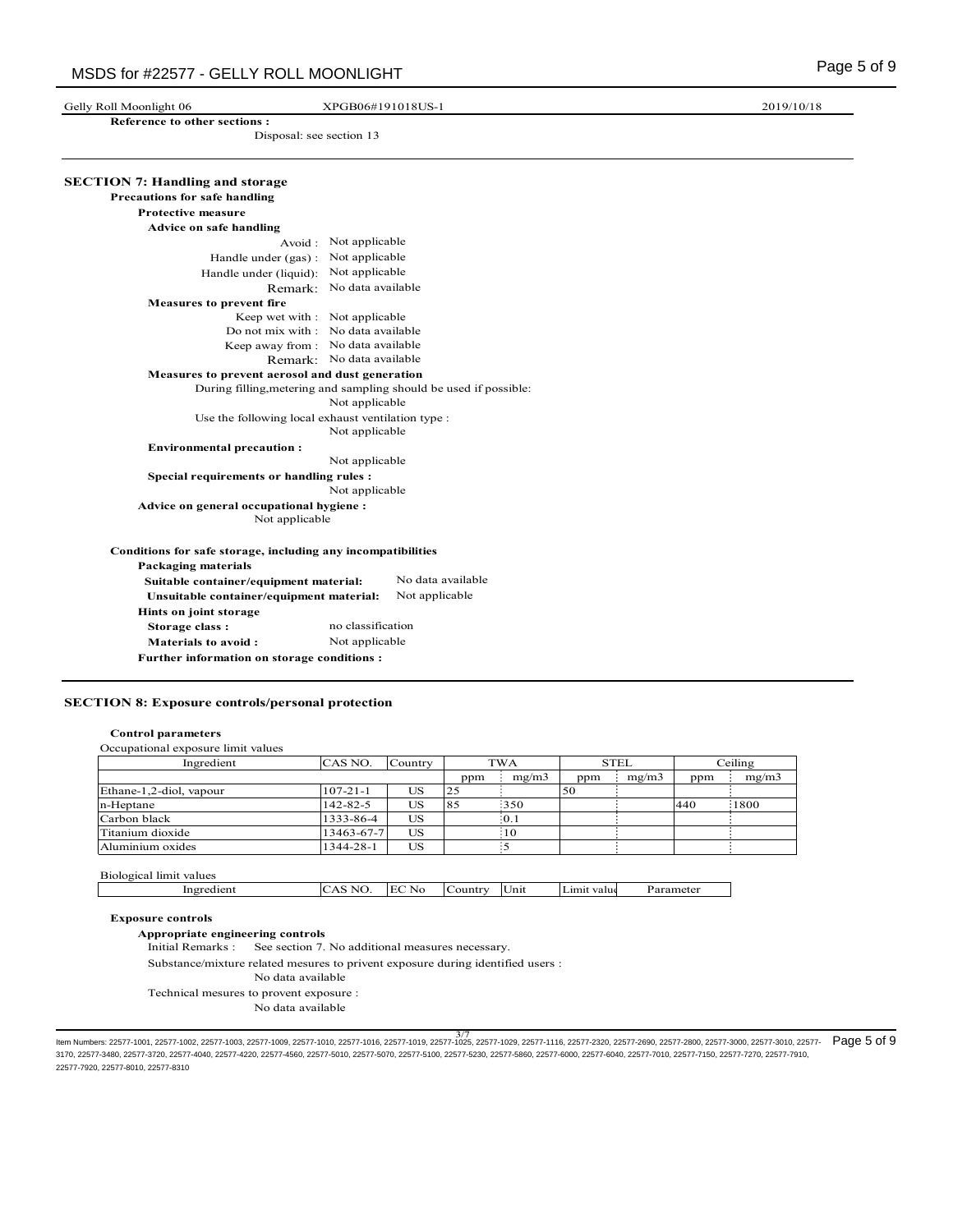Gelly Roll Moonlight 06 XPGB06#191018US-1 2019/10/18

**Reference to other sections :**

Disposal: see section 13

## SECTION 7: Handling and storage

**Precautions for safe handling**

**Protective measure**

**Advice on safe handling**

Avoid : Not applicable

Handle under (gas) : Not applicable

Handle under (liquid): Not applicable

Remark: No data available

**Measures to prevent fire**

Keep wet with : Not applicable

Do not mix with : No data available

Keep away from : No data available

Remark: No data available

**Measures to prevent aerosol and dust generation**

During filling,metering and sampling should be used if possible:

Not applicable

Use the following local exhaust ventilation type :

Not applicable

**Environmental precaution :**

Not applicable

**Special requirements or handling rules :**

Not applicable

**Advice on general occupational hygiene :**

Not applicable

**Conditions for safe storage, including any incompatibilities**

**Packaging materials**

**Suitable container/equipment material:** No data available

**Unsuitable container/equipment material:** Not applicable

**Hints on joint storage**

**Storage class :** no classification

**Materials to avoid :** Not applicable

**Further information on storage conditions :**

## SECTION 8: Exposure controls/personal protection

**Control parameters**

Occupational exposure limit values

| Ingredient | CAS NO. | Country | TWA | | STEL | | Ceiling | |
|---|---|---|---|---|---|---|---|---|
| | | | ppm | mg/m3 | ppm | mg/m3 | ppm | mg/m3 |
| Ethane-1,2-diol, vapour | 107-21-1 | US | 25 | | 50 | | | |
| n-Heptane | 142-82-5 | US | 85 | 350 | | | 440 | 1800 |
| Carbon black | 1333-86-4 | US | | 0.1 | | | | |
| Titanium dioxide | 13463-67-7 | US | | 10 | | | | |
| Aluminium oxides | 1344-28-1 | US | | 5 | | | | |

Biological limit values

| Ingredient | CAS NO. | EC No | Country | Unit | Limit value | Parameter |
|---|---|---|---|---|---|---|

**Exposure controls**

**Appropriate engineering controls**

Initial Remarks : See section 7. No additional measures necessary.

Substance/mixture related mesures to privent exposure during identified users :

No data available

Technical mesures to provent exposure :

No data available

Item Numbers: 22577-1001, 22577-1002, 22577-1003, 22577-1009, 22577-1010, 22577-1016, 22577-1019, 22577-1025, 22577-1029, 22577-1116, 22577-2320, 22577-2690, 22577-2800, 22577-3000, 22577-3010, 22577-3170, 22577-3480, 22577-3720, 22577-4040, 22577-4220, 22577-4560, 22577-5010, 22577-5070, 22577-5100, 22577-5230, 22577-5860, 22577-6000, 22577-6040, 22577-7010, 22577-7150, 22577-7270, 22577-7910, 22577-7920, 22577-8010, 22577-8310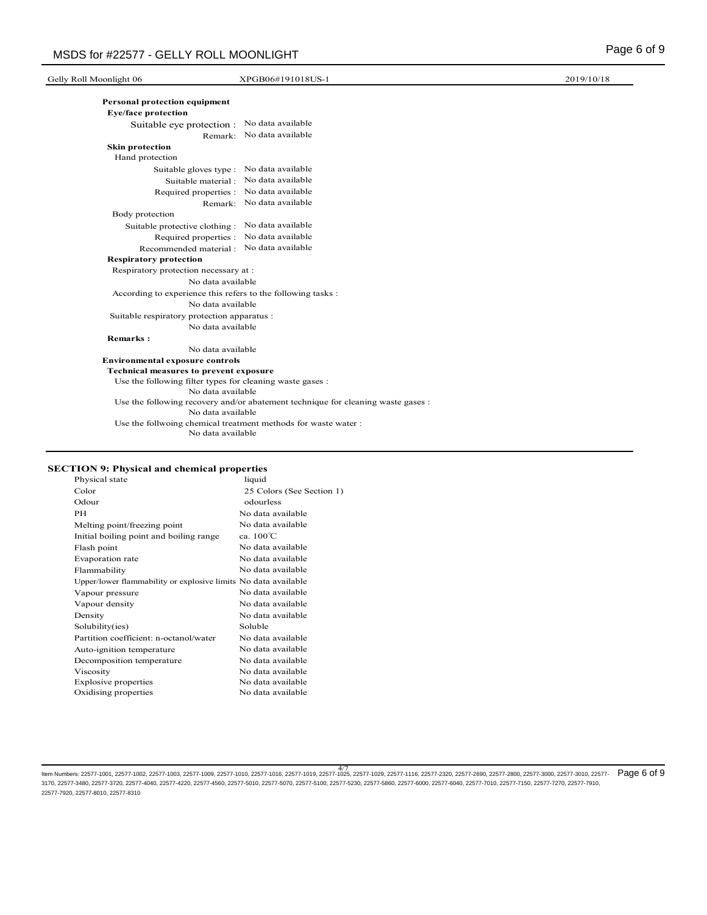Gelly Roll Moonlight 06 XPGB06#191018US-1 2019/10/18

**Personal protection equipment**

**Eye/face protection**

Suitable eye protection : No data available

Remark: No data available

**Skin protection**

Hand protection

Suitable gloves type : No data available

Suitable material : No data available

Required properties : No data available

Remark: No data available

Body protection

Suitable protective clothing : No data available

Required properties : No data available

Recommended material : No data available

**Respiratory protection**

Respiratory protection necessary at :

No data available

According to experience this refers to the following tasks :

No data available

Suitable respiratory protection apparatus :

No data available

**Remarks :**

No data available

**Environmental exposure controls**

**Technical measures to prevent exposure**

Use the following filter types for cleaning waste gases :

No data available

Use the following recovery and/or abatement technique for cleaning waste gases :

No data available

Use the follwoing chemical treatment methods for waste water :

No data available

## SECTION 9: Physical and chemical properties

| Property | Value |
|---|---|
| Physical state | liquid |
| Color | 25 Colors (See Section 1) |
| Odour | odourless |
| PH | No data available |
| Melting point/freezing point | No data available |
| Initial boiling point and boiling range | ca. 100℃ |
| Flash point | No data available |
| Evaporation rate | No data available |
| Flammability | No data available |
| Upper/lower flammability or explosive limits | No data available |
| Vapour pressure | No data available |
| Vapour density | No data available |
| Density | No data available |
| Solubility(ies) | Soluble |
| Partition coefficient: n-octanol/water | No data available |
| Auto-ignition temperature | No data available |
| Decomposition temperature | No data available |
| Viscosity | No data available |
| Explosive properties | No data available |
| Oxidising properties | No data available |

Item Numbers: 22577-1001, 22577-1002, 22577-1003, 22577-1009, 22577-1010, 22577-1016, 22577-1019, 22577-1025, 22577-1029, 22577-1116, 22577-2320, 22577-2690, 22577-2800, 22577-3000, 22577-3010, 22577-3170, 22577-3480, 22577-3720, 22577-4040, 22577-4220, 22577-4560, 22577-5010, 22577-5070, 22577-5100, 22577-5230, 22577-5860, 22577-6000, 22577-6040, 22577-7010, 22577-7150, 22577-7270, 22577-7910, 22577-7920, 22577-8010, 22577-8310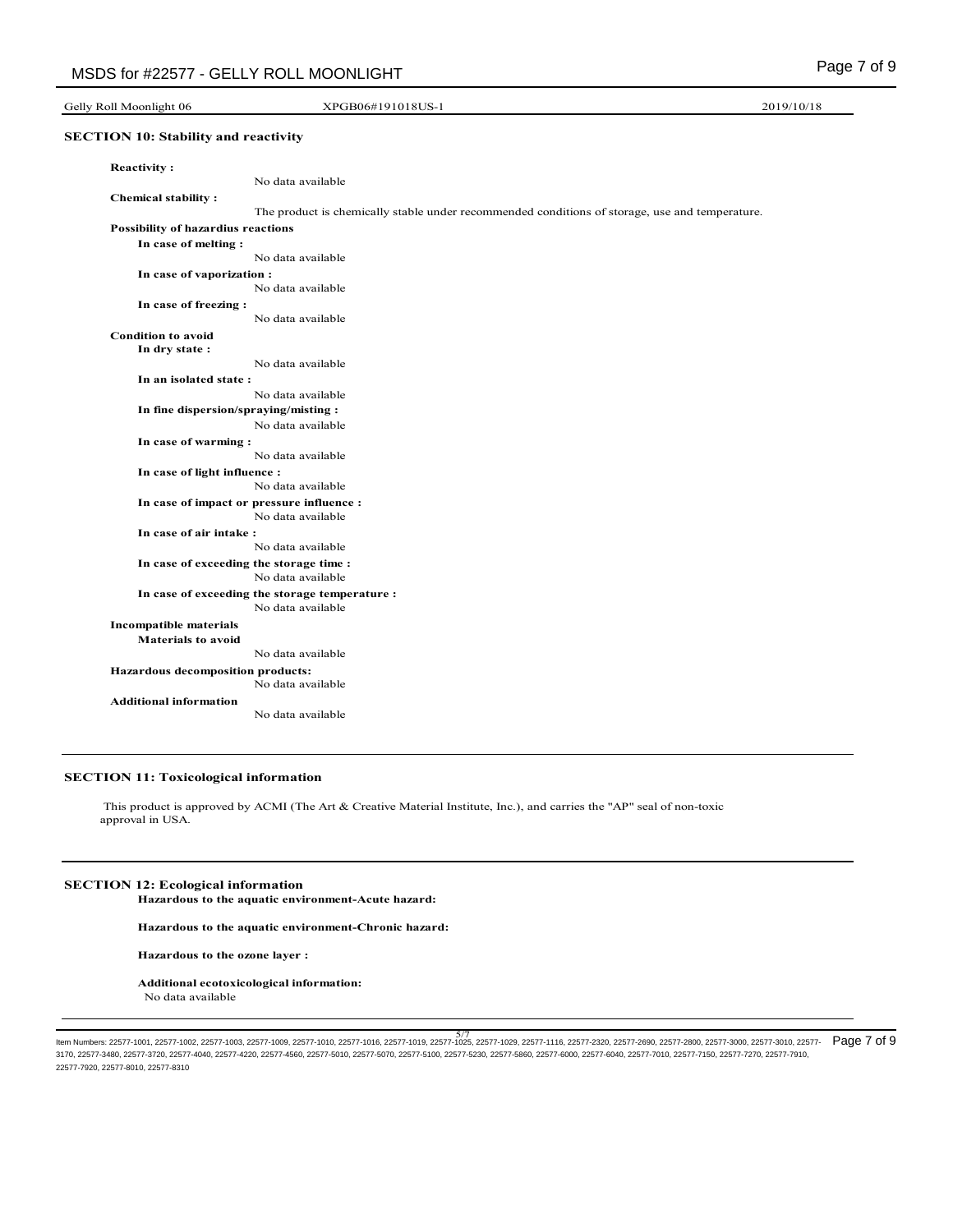Gelly Roll Moonlight 06 XPGB06#191018US-1 2019/10/18

## SECTION 10: Stability and reactivity

**Reactivity :**

No data available

**Chemical stability :**

The product is chemically stable under recommended conditions of storage, use and temperature.

**Possibility of hazardius reactions**

**In case of melting :**

No data available

**In case of vaporization :**

No data available

**In case of freezing :**

No data available

**Condition to avoid**

**In dry state :**

No data available

**In an isolated state :**

No data available

**In fine dispersion/spraying/misting :**

No data available

**In case of warming :**

No data available

**In case of light influence :**

No data available

**In case of impact or pressure influence :**

No data available

**In case of air intake :**

No data available

**In case of exceeding the storage time :**

No data available

**In case of exceeding the storage temperature :**

No data available

**Incompatible materials**

**Materials to avoid**

No data available

**Hazardous decomposition products:**

No data available

**Additional information**

No data available

## SECTION 11: Toxicological information

This product is approved by ACMI (The Art & Creative Material Institute, Inc.), and carries the "AP" seal of non-toxic approval in USA.

## SECTION 12: Ecological information

**Hazardous to the aquatic environment-Acute hazard:**

**Hazardous to the aquatic environment-Chronic hazard:**

**Hazardous to the ozone layer :**

**Additional ecotoxicological information:**

No data available

Item Numbers: 22577-1001, 22577-1002, 22577-1003, 22577-1009, 22577-1010, 22577-1016, 22577-1019, 22577-1025, 22577-1029, 22577-1116, 22577-2320, 22577-2690, 22577-2800, 22577-3000, 22577-3010, 22577-3170, 22577-3480, 22577-3720, 22577-4040, 22577-4220, 22577-4560, 22577-5010, 22577-5070, 22577-5100, 22577-5230, 22577-5860, 22577-6000, 22577-6040, 22577-7010, 22577-7150, 22577-7270, 22577-7910, 22577-7920, 22577-8010, 22577-8310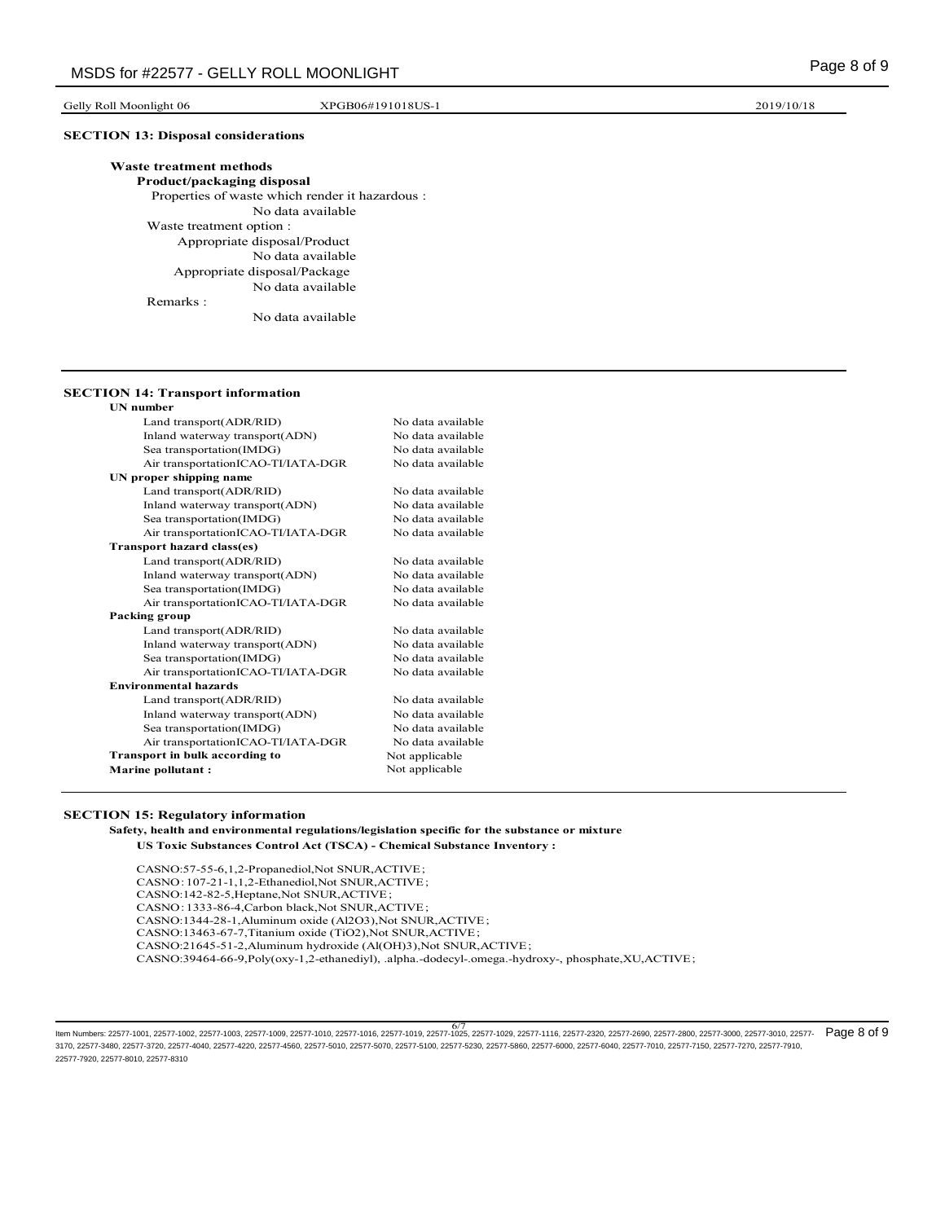## SECTION 13: Disposal considerations

**Waste treatment methods**

**Product/packaging disposal**

Properties of waste which render it hazardous :
No data available

Waste treatment option :

Appropriate disposal/Product
No data available

Appropriate disposal/Package
No data available

Remarks :
No data available

## SECTION 14: Transport information

| | |
|---|---|
| **UN number** | |
| Land transport(ADR/RID) | No data available |
| Inland waterway transport(ADN) | No data available |
| Sea transportation(IMDG) | No data available |
| Air transportationICAO-TI/IATA-DGR | No data available |
| **UN proper shipping name** | |
| Land transport(ADR/RID) | No data available |
| Inland waterway transport(ADN) | No data available |
| Sea transportation(IMDG) | No data available |
| Air transportationICAO-TI/IATA-DGR | No data available |
| **Transport hazard class(es)** | |
| Land transport(ADR/RID) | No data available |
| Inland waterway transport(ADN) | No data available |
| Sea transportation(IMDG) | No data available |
| Air transportationICAO-TI/IATA-DGR | No data available |
| **Packing group** | |
| Land transport(ADR/RID) | No data available |
| Inland waterway transport(ADN) | No data available |
| Sea transportation(IMDG) | No data available |
| Air transportationICAO-TI/IATA-DGR | No data available |
| **Environmental hazards** | |
| Land transport(ADR/RID) | No data available |
| Inland waterway transport(ADN) | No data available |
| Sea transportation(IMDG) | No data available |
| Air transportationICAO-TI/IATA-DGR | No data available |
| **Transport in bulk according to** | Not applicable |
| **Marine pollutant :** | Not applicable |

## SECTION 15: Regulatory information

**Safety, health and environmental regulations/legislation specific for the substance or mixture**

**US Toxic Substances Control Act (TSCA) - Chemical Substance Inventory :**

CASNO:57-55-6,1,2-Propanediol,Not SNUR,ACTIVE;
CASNO:107-21-1,1,2-Ethanediol,Not SNUR,ACTIVE;
CASNO:142-82-5,Heptane,Not SNUR,ACTIVE;
CASNO:1333-86-4,Carbon black,Not SNUR,ACTIVE;
CASNO:1344-28-1,Aluminum oxide (Al2O3),Not SNUR,ACTIVE;
CASNO:13463-67-7,Titanium oxide (TiO2),Not SNUR,ACTIVE;
CASNO:21645-51-2,Aluminum hydroxide (Al(OH)3),Not SNUR,ACTIVE;
CASNO:39464-66-9,Poly(oxy-1,2-ethanediyl), .alpha.-dodecyl-.omega.-hydroxy-, phosphate,XU,ACTIVE;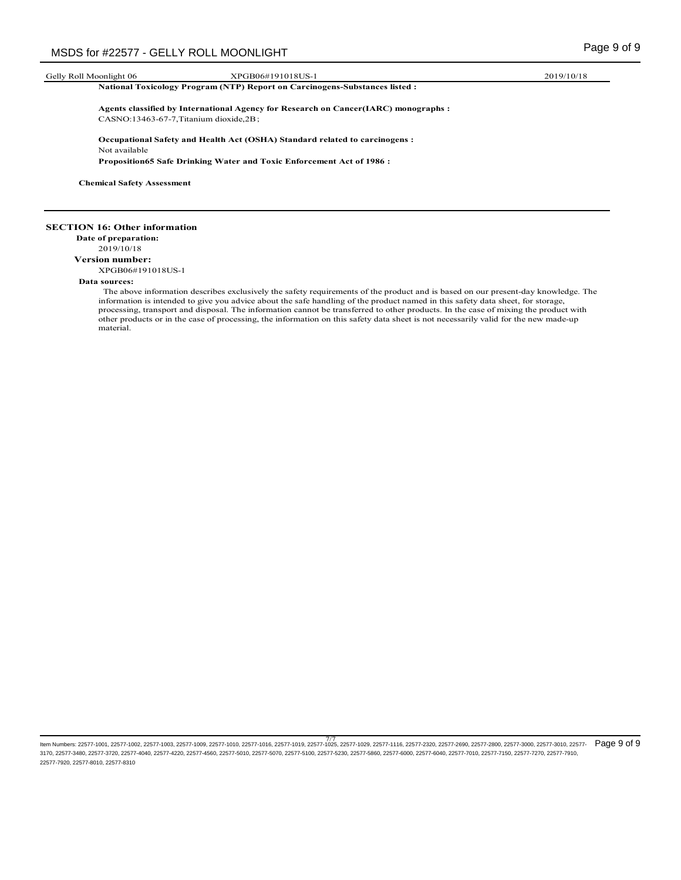**National Toxicology Program (NTP) Report on Carcinogens-Substances listed :**

**Agents classified by International Agency for Research on Cancer(IARC) monographs :**

CASNO:13463-67-7,Titanium dioxide,2B ;

**Occupational Safety and Health Act (OSHA) Standard related to carcinogens :**

Not available

**Proposition65 Safe Drinking Water and Toxic Enforcement Act of 1986 :**

**Chemical Safety Assessment**

## SECTION 16: Other information

**Date of preparation:**

2019/10/18

**Version number:**

XPGB06#191018US-1

**Data sources:**

The above information describes exclusively the safety requirements of the product and is based on our present-day knowledge. The information is intended to give you advice about the safe handling of the product named in this safety data sheet, for storage, processing, transport and disposal. The information cannot be transferred to other products. In the case of mixing the product with other products or in the case of processing, the information on this safety data sheet is not necessarily valid for the new made-up material.

Item Numbers: 22577-1001, 22577-1002, 22577-1003, 22577-1009, 22577-1010, 22577-1016, 22577-1019, 22577-1025, 22577-1029, 22577-1116, 22577-2320, 22577-2690, 22577-2800, 22577-3000, 22577-3010, 22577-3170, 22577-3480, 22577-3720, 22577-4040, 22577-4220, 22577-4560, 22577-5010, 22577-5070, 22577-5100, 22577-5230, 22577-5860, 22577-6000, 22577-6040, 22577-7010, 22577-7150, 22577-7270, 22577-7910, 22577-7920, 22577-8010, 22577-8310